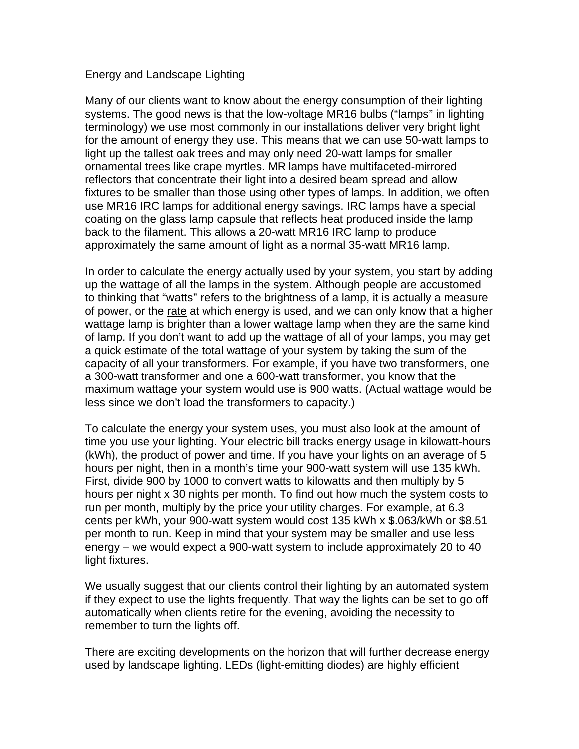Energy and Landscape Lighting

Many of our clients want to know about the energy consumption of their lighting systems. The good news is that the low-voltage MR16 bulbs ("lamps" in lighting terminology) we use most commonly in our installations deliver very bright light for the amount of energy they use. This means that we can use 50-watt lamps to light up the tallest oak trees and may only need 20-watt lamps for smaller ornamental trees like crape myrtles. MR lamps have multifaceted-mirrored reflectors that concentrate their light into a desired beam spread and allow fixtures to be smaller than those using other types of lamps. In addition, we often use MR16 IRC lamps for additional energy savings. IRC lamps have a special coating on the glass lamp capsule that reflects heat produced inside the lamp back to the filament. This allows a 20-watt MR16 IRC lamp to produce approximately the same amount of light as a normal 35-watt MR16 lamp.

In order to calculate the energy actually used by your system, you start by adding up the wattage of all the lamps in the system. Although people are accustomed to thinking that "watts" refers to the brightness of a lamp, it is actually a measure of power, or the rate at which energy is used, and we can only know that a higher wattage lamp is brighter than a lower wattage lamp when they are the same kind of lamp. If you don't want to add up the wattage of all of your lamps, you may get a quick estimate of the total wattage of your system by taking the sum of the capacity of all your transformers. For example, if you have two transformers, one a 300-watt transformer and one a 600-watt transformer, you know that the maximum wattage your system would use is 900 watts. (Actual wattage would be less since we don't load the transformers to capacity.)

To calculate the energy your system uses, you must also look at the amount of time you use your lighting. Your electric bill tracks energy usage in kilowatt-hours (kWh), the product of power and time. If you have your lights on an average of 5 hours per night, then in a month's time your 900-watt system will use 135 kWh. First, divide 900 by 1000 to convert watts to kilowatts and then multiply by 5 hours per night x 30 nights per month. To find out how much the system costs to run per month, multiply by the price your utility charges. For example, at 6.3 cents per kWh, your 900-watt system would cost 135 kWh x $.063/kWh or $8.51 per month to run. Keep in mind that your system may be smaller and use less energy – we would expect a 900-watt system to include approximately 20 to 40 light fixtures.

We usually suggest that our clients control their lighting by an automated system if they expect to use the lights frequently. That way the lights can be set to go off automatically when clients retire for the evening, avoiding the necessity to remember to turn the lights off.

There are exciting developments on the horizon that will further decrease energy used by landscape lighting. LEDs (light-emitting diodes) are highly efficient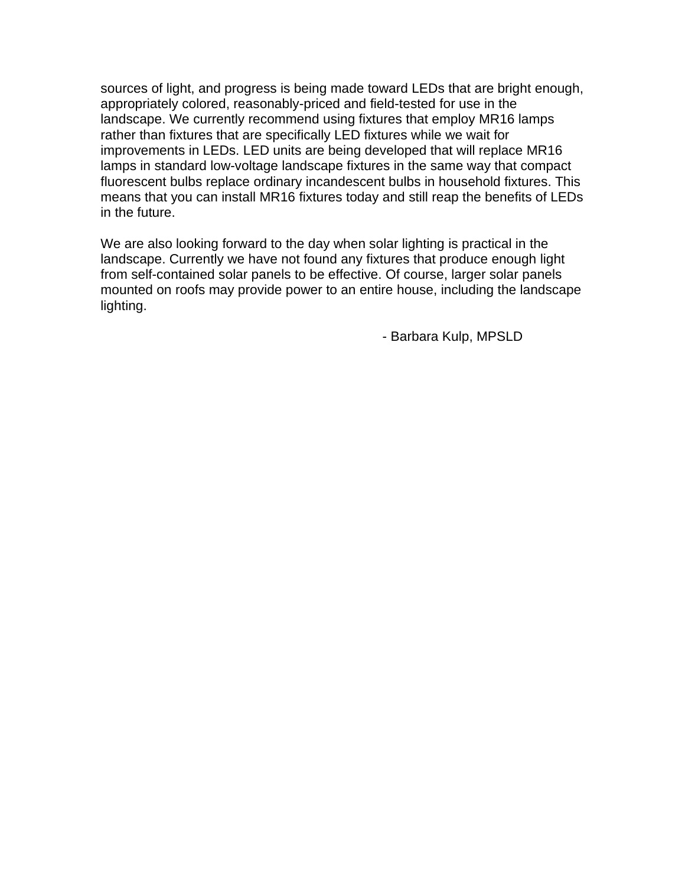sources of light, and progress is being made toward LEDs that are bright enough, appropriately colored, reasonably-priced and field-tested for use in the landscape. We currently recommend using fixtures that employ MR16 lamps rather than fixtures that are specifically LED fixtures while we wait for improvements in LEDs. LED units are being developed that will replace MR16 lamps in standard low-voltage landscape fixtures in the same way that compact fluorescent bulbs replace ordinary incandescent bulbs in household fixtures. This means that you can install MR16 fixtures today and still reap the benefits of LEDs in the future.

We are also looking forward to the day when solar lighting is practical in the landscape. Currently we have not found any fixtures that produce enough light from self-contained solar panels to be effective. Of course, larger solar panels mounted on roofs may provide power to an entire house, including the landscape lighting.

- Barbara Kulp, MPSLD